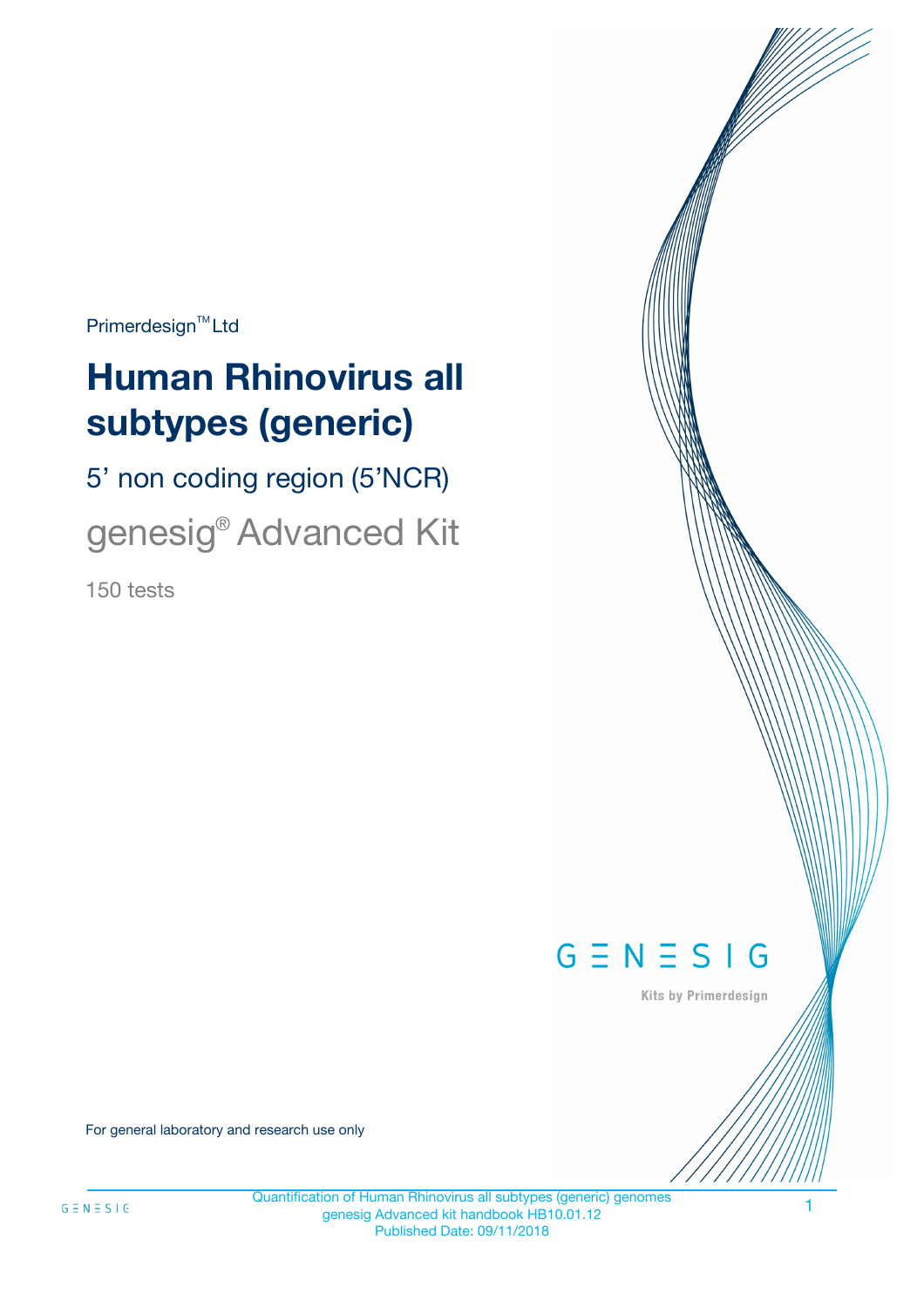Primerdesign™ Ltd

# Human Rhinovirus all subtypes (generic)

5' non coding region (5'NCR)

genesig® Advanced Kit

150 tests

GENESIG

Kits by Primerdesign

For general laboratory and research use only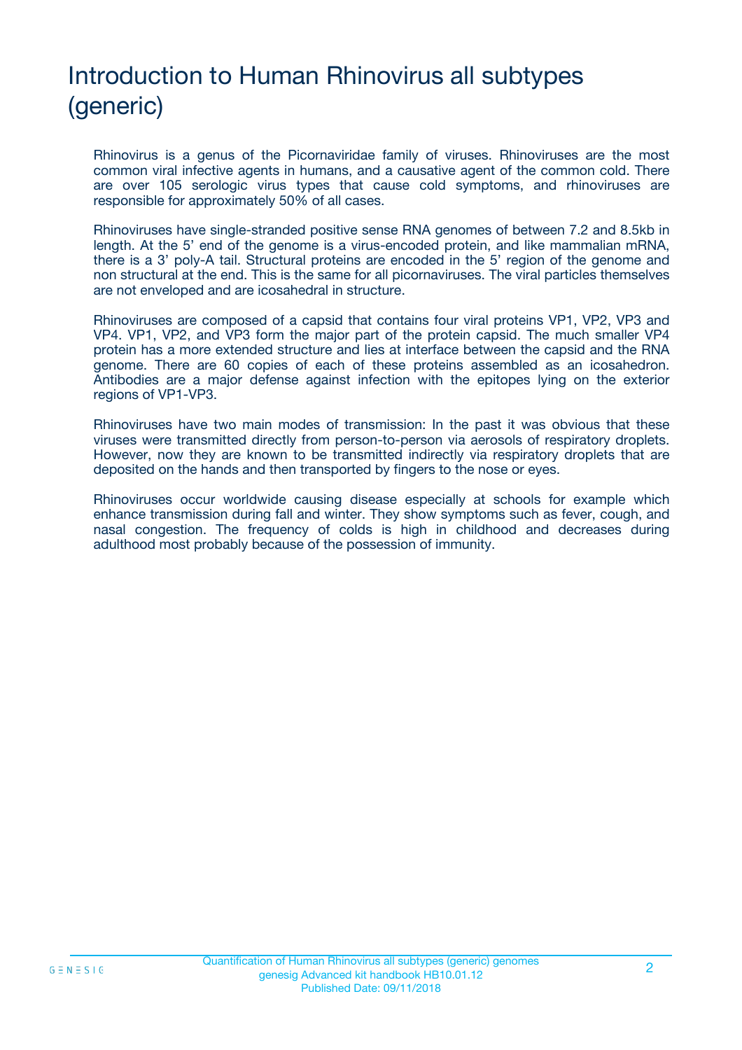# Introduction to Human Rhinovirus all subtypes (generic)

Rhinovirus is a genus of the Picornaviridae family of viruses. Rhinoviruses are the most common viral infective agents in humans, and a causative agent of the common cold. There are over 105 serologic virus types that cause cold symptoms, and rhinoviruses are responsible for approximately 50% of all cases.

Rhinoviruses have single-stranded positive sense RNA genomes of between 7.2 and 8.5kb in length. At the 5' end of the genome is a virus-encoded protein, and like mammalian mRNA, there is a 3' poly-A tail. Structural proteins are encoded in the 5' region of the genome and non structural at the end. This is the same for all picornaviruses. The viral particles themselves are not enveloped and are icosahedral in structure.

Rhinoviruses are composed of a capsid that contains four viral proteins VP1, VP2, VP3 and VP4. VP1, VP2, and VP3 form the major part of the protein capsid. The much smaller VP4 protein has a more extended structure and lies at interface between the capsid and the RNA genome. There are 60 copies of each of these proteins assembled as an icosahedron. Antibodies are a major defense against infection with the epitopes lying on the exterior regions of VP1-VP3.

Rhinoviruses have two main modes of transmission: In the past it was obvious that these viruses were transmitted directly from person-to-person via aerosols of respiratory droplets. However, now they are known to be transmitted indirectly via respiratory droplets that are deposited on the hands and then transported by fingers to the nose or eyes.

Rhinoviruses occur worldwide causing disease especially at schools for example which enhance transmission during fall and winter. They show symptoms such as fever, cough, and nasal congestion. The frequency of colds is high in childhood and decreases during adulthood most probably because of the possession of immunity.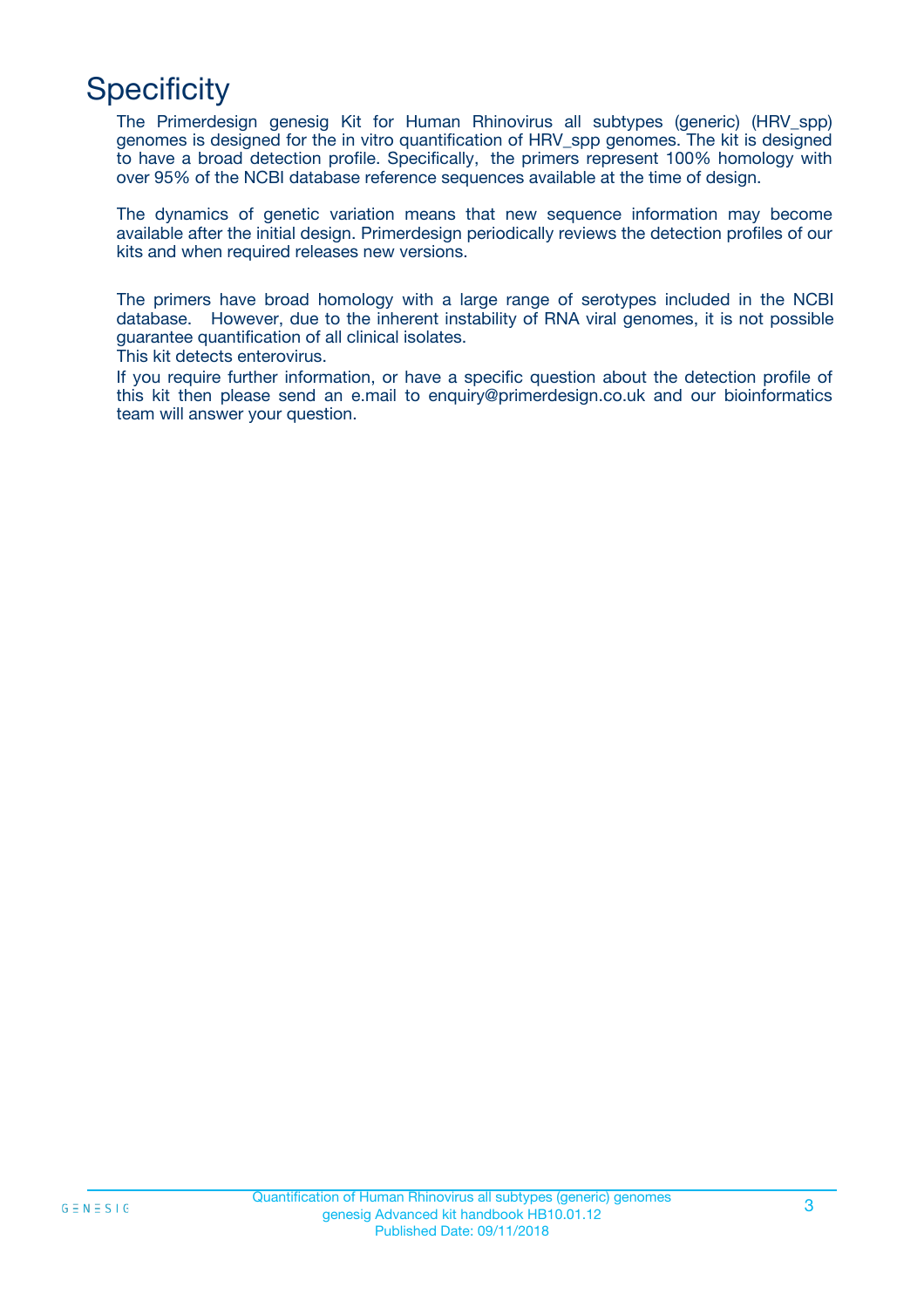# Specificity

The Primerdesign genesig Kit for Human Rhinovirus all subtypes (generic) (HRV_spp) genomes is designed for the in vitro quantification of HRV_spp genomes. The kit is designed to have a broad detection profile. Specifically, the primers represent 100% homology with over 95% of the NCBI database reference sequences available at the time of design.

The dynamics of genetic variation means that new sequence information may become available after the initial design. Primerdesign periodically reviews the detection profiles of our kits and when required releases new versions.

The primers have broad homology with a large range of serotypes included in the NCBI database. However, due to the inherent instability of RNA viral genomes, it is not possible guarantee quantification of all clinical isolates.
This kit detects enterovirus.
If you require further information, or have a specific question about the detection profile of this kit then please send an e.mail to enquiry@primerdesign.co.uk and our bioinformatics team will answer your question.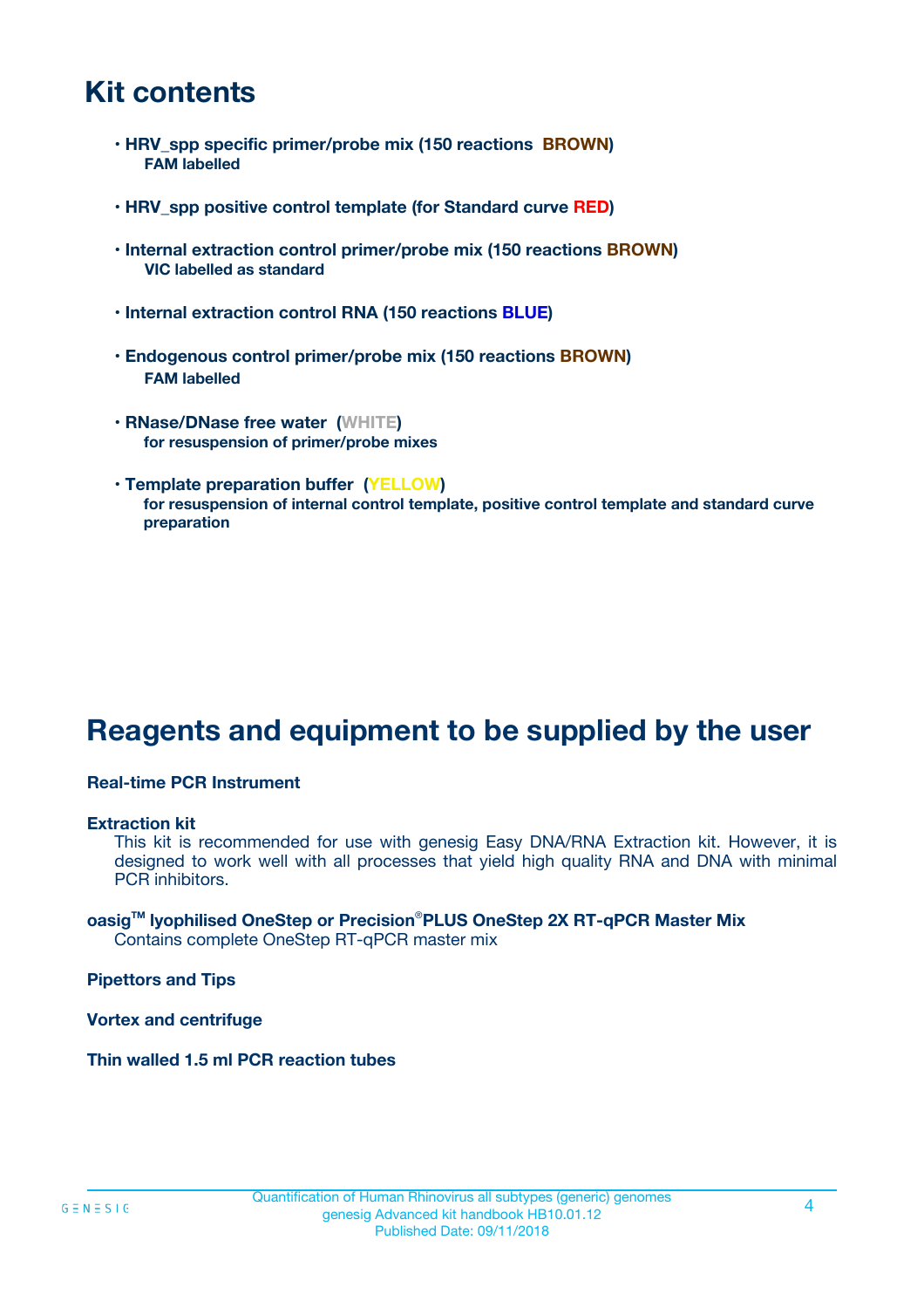# Kit contents

- **HRV_spp specific primer/probe mix (150 reactions BROWN)**
  **FAM labelled**

- **HRV_spp positive control template (for Standard curve RED)**

- **Internal extraction control primer/probe mix (150 reactions BROWN)**
  **VIC labelled as standard**

- **Internal extraction control RNA (150 reactions BLUE)**

- **Endogenous control primer/probe mix (150 reactions BROWN)**
  **FAM labelled**

- **RNase/DNase free water (WHITE)**
  **for resuspension of primer/probe mixes**

- **Template preparation buffer (YELLOW)**
  **for resuspension of internal control template, positive control template and standard curve preparation**

# Reagents and equipment to be supplied by the user

**Real-time PCR Instrument**

**Extraction kit**

This kit is recommended for use with genesig Easy DNA/RNA Extraction kit. However, it is designed to work well with all processes that yield high quality RNA and DNA with minimal PCR inhibitors.

**oasig™ lyophilised OneStep or Precision®PLUS OneStep 2X RT-qPCR Master Mix**

Contains complete OneStep RT-qPCR master mix

**Pipettors and Tips**

**Vortex and centrifuge**

**Thin walled 1.5 ml PCR reaction tubes**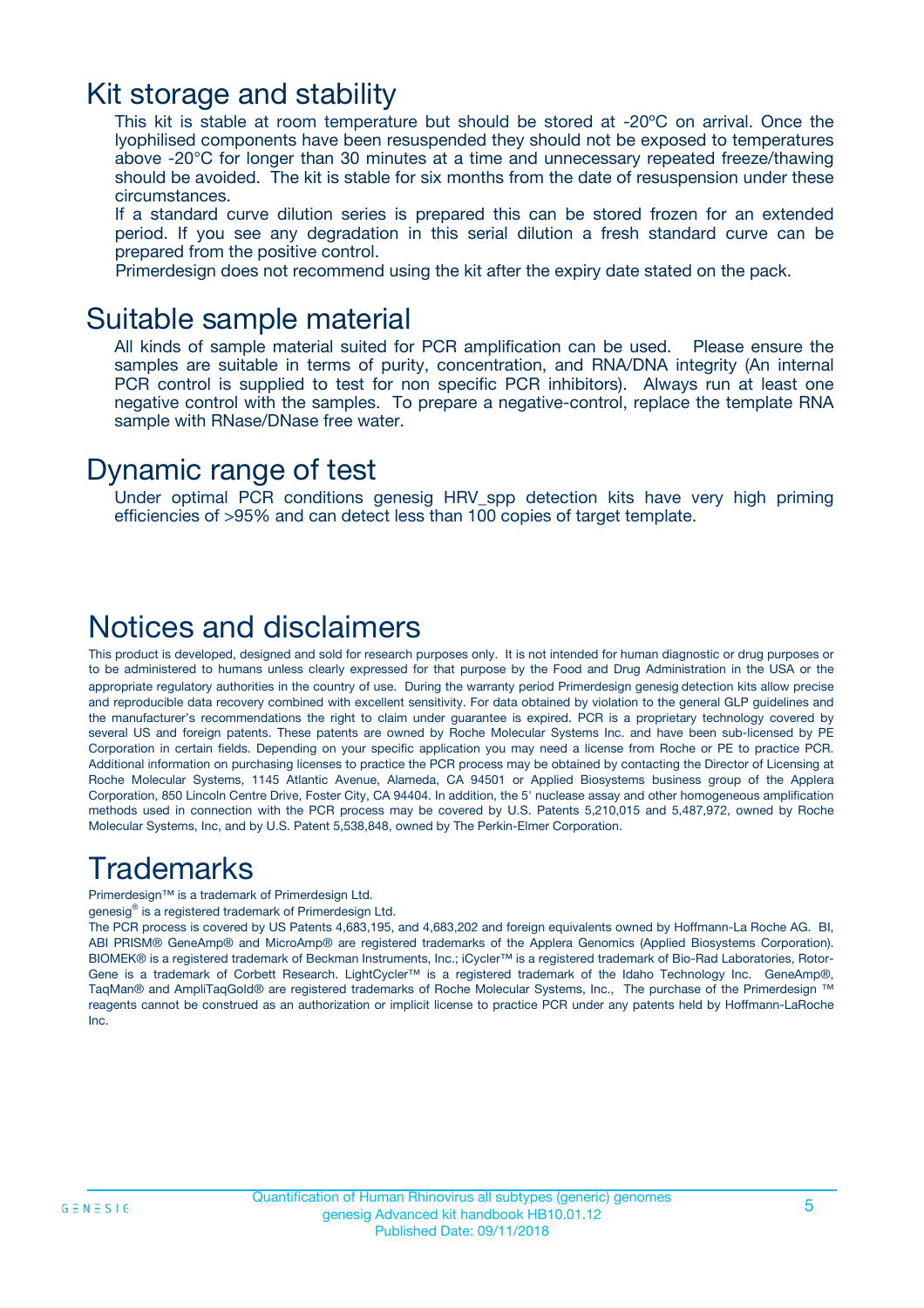# Kit storage and stability

This kit is stable at room temperature but should be stored at -20ºC on arrival. Once the lyophilised components have been resuspended they should not be exposed to temperatures above -20°C for longer than 30 minutes at a time and unnecessary repeated freeze/thawing should be avoided. The kit is stable for six months from the date of resuspension under these circumstances.

If a standard curve dilution series is prepared this can be stored frozen for an extended period. If you see any degradation in this serial dilution a fresh standard curve can be prepared from the positive control.

Primerdesign does not recommend using the kit after the expiry date stated on the pack.

# Suitable sample material

All kinds of sample material suited for PCR amplification can be used. Please ensure the samples are suitable in terms of purity, concentration, and RNA/DNA integrity (An internal PCR control is supplied to test for non specific PCR inhibitors). Always run at least one negative control with the samples. To prepare a negative-control, replace the template RNA sample with RNase/DNase free water.

# Dynamic range of test

Under optimal PCR conditions genesig HRV_spp detection kits have very high priming efficiencies of >95% and can detect less than 100 copies of target template.

# Notices and disclaimers

This product is developed, designed and sold for research purposes only. It is not intended for human diagnostic or drug purposes or to be administered to humans unless clearly expressed for that purpose by the Food and Drug Administration in the USA or the appropriate regulatory authorities in the country of use. During the warranty period Primerdesign genesig detection kits allow precise and reproducible data recovery combined with excellent sensitivity. For data obtained by violation to the general GLP guidelines and the manufacturer's recommendations the right to claim under guarantee is expired. PCR is a proprietary technology covered by several US and foreign patents. These patents are owned by Roche Molecular Systems Inc. and have been sub-licensed by PE Corporation in certain fields. Depending on your specific application you may need a license from Roche or PE to practice PCR. Additional information on purchasing licenses to practice the PCR process may be obtained by contacting the Director of Licensing at Roche Molecular Systems, 1145 Atlantic Avenue, Alameda, CA 94501 or Applied Biosystems business group of the Applera Corporation, 850 Lincoln Centre Drive, Foster City, CA 94404. In addition, the 5' nuclease assay and other homogeneous amplification methods used in connection with the PCR process may be covered by U.S. Patents 5,210,015 and 5,487,972, owned by Roche Molecular Systems, Inc, and by U.S. Patent 5,538,848, owned by The Perkin-Elmer Corporation.

# Trademarks

Primerdesign™ is a trademark of Primerdesign Ltd.

genesig® is a registered trademark of Primerdesign Ltd.

The PCR process is covered by US Patents 4,683,195, and 4,683,202 and foreign equivalents owned by Hoffmann-La Roche AG. BI, ABI PRISM® GeneAmp® and MicroAmp® are registered trademarks of the Applera Genomics (Applied Biosystems Corporation). BIOMEK® is a registered trademark of Beckman Instruments, Inc.; iCycler™ is a registered trademark of Bio-Rad Laboratories, Rotor-Gene is a trademark of Corbett Research. LightCycler™ is a registered trademark of the Idaho Technology Inc. GeneAmp®, TaqMan® and AmpliTaqGold® are registered trademarks of Roche Molecular Systems, Inc., The purchase of the Primerdesign ™ reagents cannot be construed as an authorization or implicit license to practice PCR under any patents held by Hoffmann-LaRoche Inc.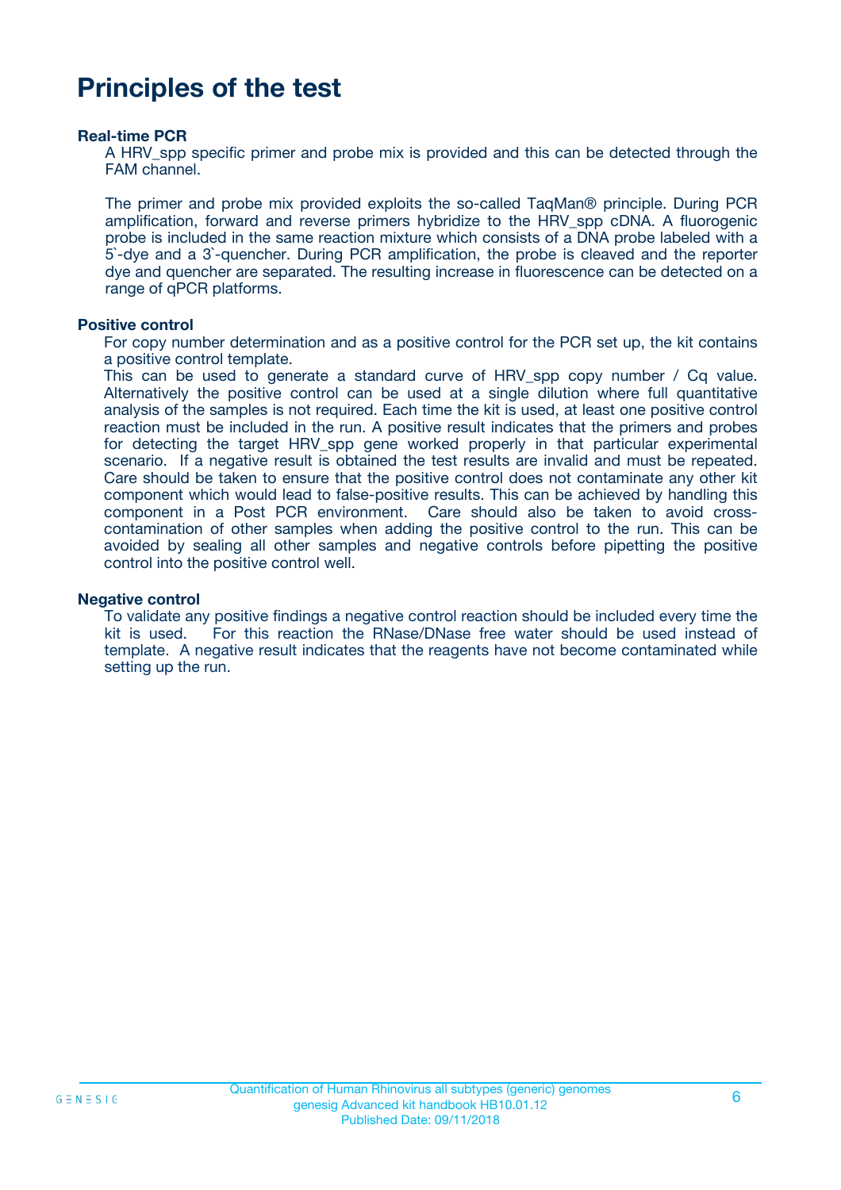# Principles of the test

**Real-time PCR**

A HRV_spp specific primer and probe mix is provided and this can be detected through the FAM channel.

The primer and probe mix provided exploits the so-called TaqMan® principle. During PCR amplification, forward and reverse primers hybridize to the HRV_spp cDNA. A fluorogenic probe is included in the same reaction mixture which consists of a DNA probe labeled with a 5`-dye and a 3`-quencher. During PCR amplification, the probe is cleaved and the reporter dye and quencher are separated. The resulting increase in fluorescence can be detected on a range of qPCR platforms.

**Positive control**

For copy number determination and as a positive control for the PCR set up, the kit contains a positive control template.
This can be used to generate a standard curve of HRV_spp copy number / Cq value. Alternatively the positive control can be used at a single dilution where full quantitative analysis of the samples is not required. Each time the kit is used, at least one positive control reaction must be included in the run. A positive result indicates that the primers and probes for detecting the target HRV_spp gene worked properly in that particular experimental scenario. If a negative result is obtained the test results are invalid and must be repeated. Care should be taken to ensure that the positive control does not contaminate any other kit component which would lead to false-positive results. This can be achieved by handling this component in a Post PCR environment. Care should also be taken to avoid cross-contamination of other samples when adding the positive control to the run. This can be avoided by sealing all other samples and negative controls before pipetting the positive control into the positive control well.

**Negative control**

To validate any positive findings a negative control reaction should be included every time the kit is used. For this reaction the RNase/DNase free water should be used instead of template. A negative result indicates that the reagents have not become contaminated while setting up the run.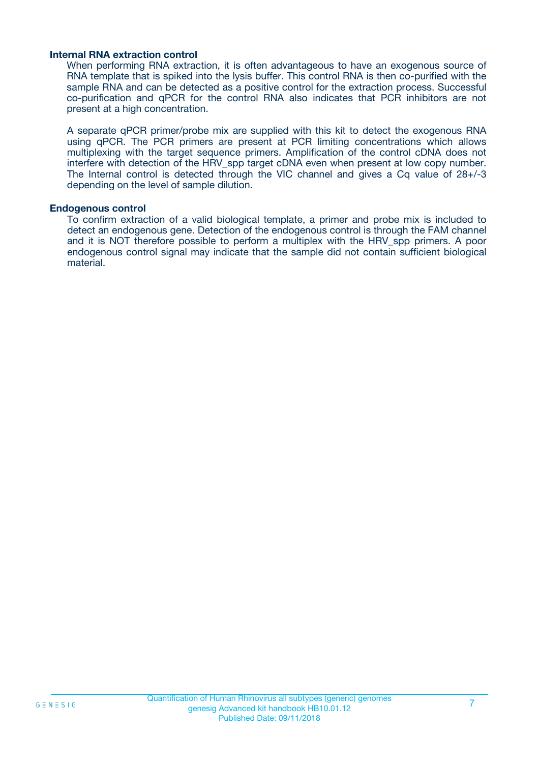### Internal RNA extraction control

When performing RNA extraction, it is often advantageous to have an exogenous source of RNA template that is spiked into the lysis buffer. This control RNA is then co-purified with the sample RNA and can be detected as a positive control for the extraction process. Successful co-purification and qPCR for the control RNA also indicates that PCR inhibitors are not present at a high concentration.

A separate qPCR primer/probe mix are supplied with this kit to detect the exogenous RNA using qPCR. The PCR primers are present at PCR limiting concentrations which allows multiplexing with the target sequence primers. Amplification of the control cDNA does not interfere with detection of the HRV_spp target cDNA even when present at low copy number. The Internal control is detected through the VIC channel and gives a Cq value of 28+/-3 depending on the level of sample dilution.

### Endogenous control

To confirm extraction of a valid biological template, a primer and probe mix is included to detect an endogenous gene. Detection of the endogenous control is through the FAM channel and it is NOT therefore possible to perform a multiplex with the HRV_spp primers. A poor endogenous control signal may indicate that the sample did not contain sufficient biological material.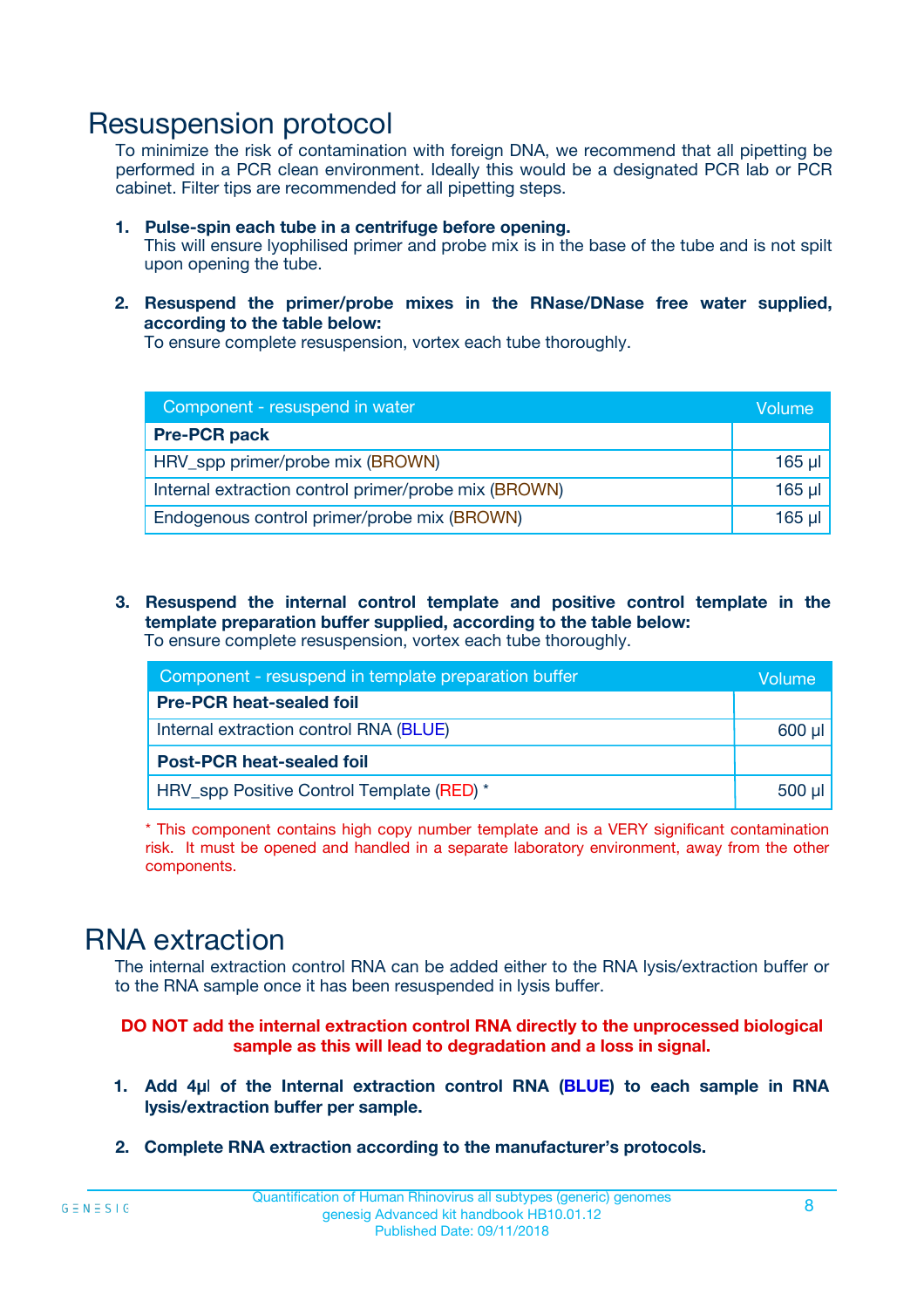# Resuspension protocol

To minimize the risk of contamination with foreign DNA, we recommend that all pipetting be performed in a PCR clean environment. Ideally this would be a designated PCR lab or PCR cabinet. Filter tips are recommended for all pipetting steps.

1. **Pulse-spin each tube in a centrifuge before opening.**
   This will ensure lyophilised primer and probe mix is in the base of the tube and is not spilt upon opening the tube.

2. **Resuspend the primer/probe mixes in the RNase/DNase free water supplied, according to the table below:**
   To ensure complete resuspension, vortex each tube thoroughly.

| Component - resuspend in water | Volume |
|---|---|
| **Pre-PCR pack** | |
| HRV_spp primer/probe mix (BROWN) | 165 µl |
| Internal extraction control primer/probe mix (BROWN) | 165 µl |
| Endogenous control primer/probe mix (BROWN) | 165 µl |

3. **Resuspend the internal control template and positive control template in the template preparation buffer supplied, according to the table below:**
   To ensure complete resuspension, vortex each tube thoroughly.

| Component - resuspend in template preparation buffer | Volume |
|---|---|
| **Pre-PCR heat-sealed foil** | |
| Internal extraction control RNA (BLUE) | 600 µl |
| **Post-PCR heat-sealed foil** | |
| HRV_spp Positive Control Template (RED) * | 500 µl |

* This component contains high copy number template and is a VERY significant contamination risk. It must be opened and handled in a separate laboratory environment, away from the other components.

# RNA extraction

The internal extraction control RNA can be added either to the RNA lysis/extraction buffer or to the RNA sample once it has been resuspended in lysis buffer.

**DO NOT add the internal extraction control RNA directly to the unprocessed biological sample as this will lead to degradation and a loss in signal.**

1. **Add 4µl of the Internal extraction control RNA (BLUE) to each sample in RNA lysis/extraction buffer per sample.**

2. **Complete RNA extraction according to the manufacturer's protocols.**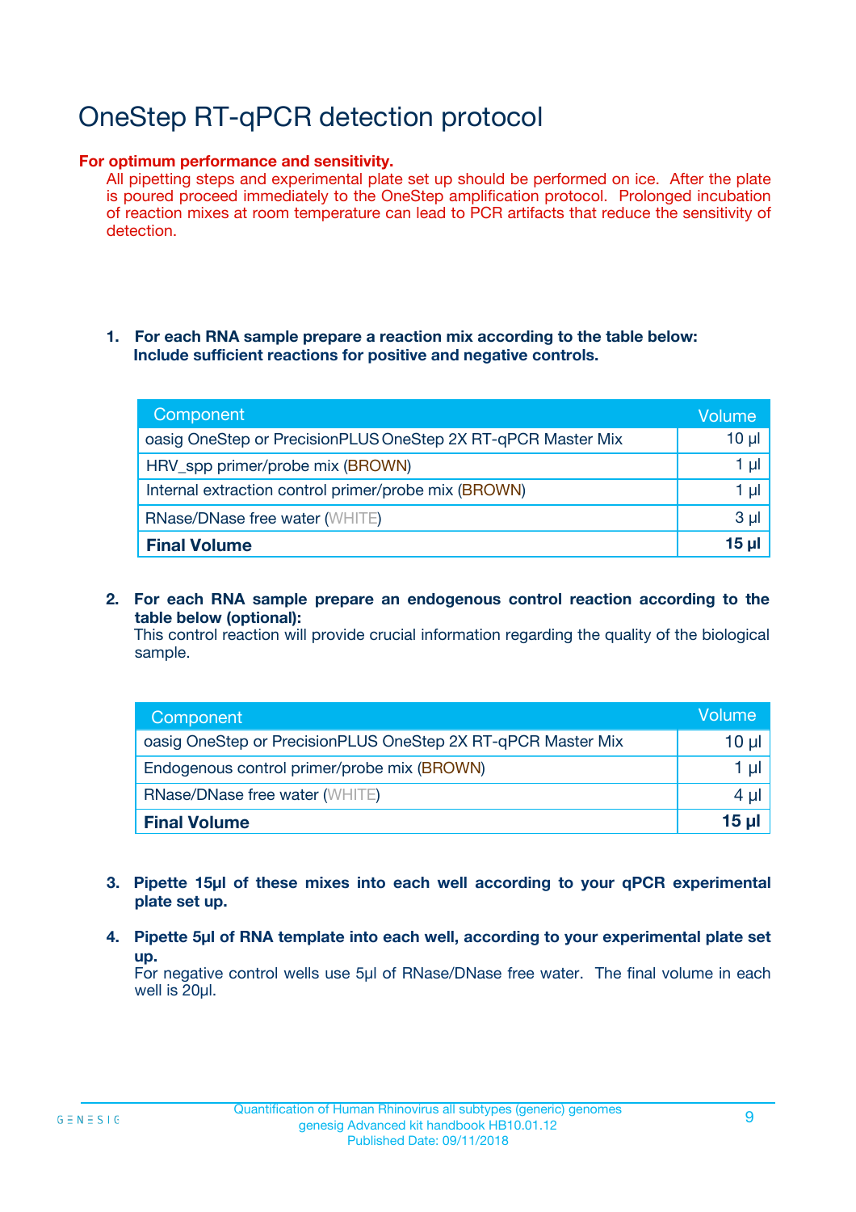# OneStep RT-qPCR detection protocol

**For optimum performance and sensitivity.**

All pipetting steps and experimental plate set up should be performed on ice. After the plate is poured proceed immediately to the OneStep amplification protocol. Prolonged incubation of reaction mixes at room temperature can lead to PCR artifacts that reduce the sensitivity of detection.

1. **For each RNA sample prepare a reaction mix according to the table below: Include sufficient reactions for positive and negative controls.**

| Component | Volume |
|---|---|
| oasig OneStep or PrecisionPLUS OneStep 2X RT-qPCR Master Mix | 10 µl |
| HRV_spp primer/probe mix (BROWN) | 1 µl |
| Internal extraction control primer/probe mix (BROWN) | 1 µl |
| RNase/DNase free water (WHITE) | 3 µl |
| **Final Volume** | **15 µl** |

2. **For each RNA sample prepare an endogenous control reaction according to the table below (optional):**
   This control reaction will provide crucial information regarding the quality of the biological sample.

| Component | Volume |
|---|---|
| oasig OneStep or PrecisionPLUS OneStep 2X RT-qPCR Master Mix | 10 µl |
| Endogenous control primer/probe mix (BROWN) | 1 µl |
| RNase/DNase free water (WHITE) | 4 µl |
| **Final Volume** | **15 µl** |

3. **Pipette 15µl of these mixes into each well according to your qPCR experimental plate set up.**

4. **Pipette 5µl of RNA template into each well, according to your experimental plate set up.**
   For negative control wells use 5µl of RNase/DNase free water. The final volume in each well is 20µl.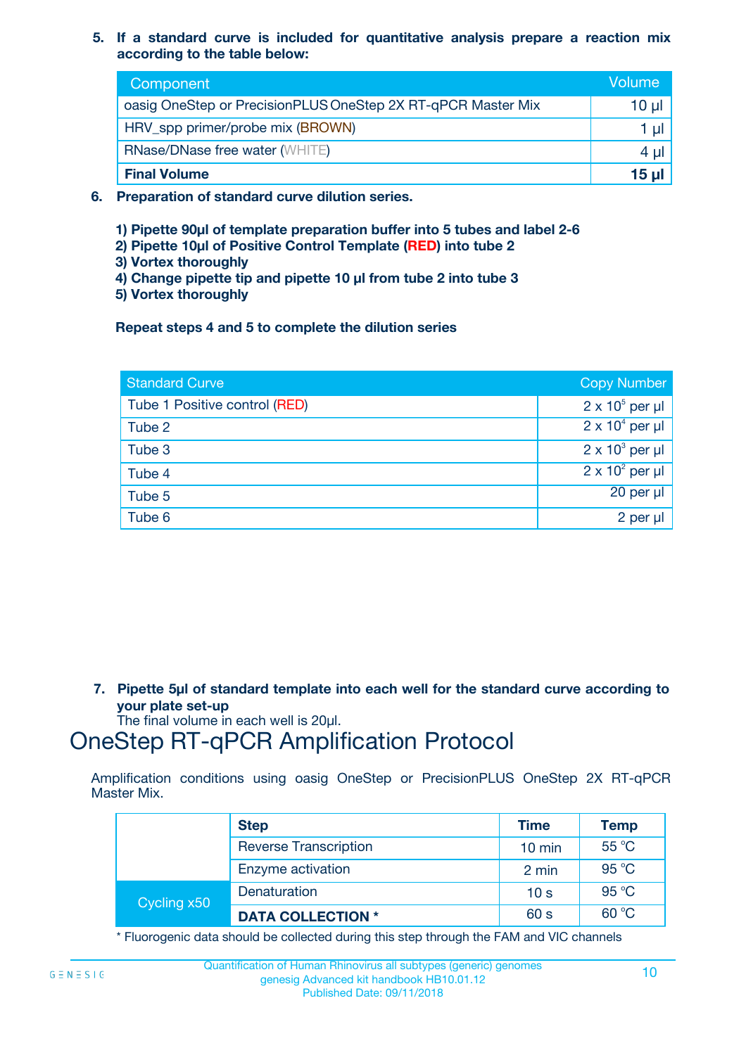5. **If a standard curve is included for quantitative analysis prepare a reaction mix according to the table below:**

| Component | Volume |
|---|---|
| oasig OneStep or PrecisionPLUS OneStep 2X RT-qPCR Master Mix | 10 µl |
| HRV_spp primer/probe mix (BROWN) | 1 µl |
| RNase/DNase free water (WHITE) | 4 µl |
| **Final Volume** | **15 µl** |

6. **Preparation of standard curve dilution series.**

   **1) Pipette 90µl of template preparation buffer into 5 tubes and label 2-6**
   **2) Pipette 10µl of Positive Control Template (RED) into tube 2**
   **3) Vortex thoroughly**
   **4) Change pipette tip and pipette 10 µl from tube 2 into tube 3**
   **5) Vortex thoroughly**

   **Repeat steps 4 and 5 to complete the dilution series**

| Standard Curve | Copy Number |
|---|---|
| Tube 1 Positive control (RED) | $2 \times 10^5$ per µl |
| Tube 2 | $2 \times 10^4$ per µl |
| Tube 3 | $2 \times 10^3$ per µl |
| Tube 4 | $2 \times 10^2$ per µl |
| Tube 5 | 20 per µl |
| Tube 6 | 2 per µl |

7. **Pipette 5µl of standard template into each well for the standard curve according to your plate set-up**
   The final volume in each well is 20µl.

# OneStep RT-qPCR Amplification Protocol

Amplification conditions using oasig OneStep or PrecisionPLUS OneStep 2X RT-qPCR Master Mix.

| | Step | Time | Temp |
|---|---|---|---|
| | Reverse Transcription | 10 min | 55 °C |
| | Enzyme activation | 2 min | 95 °C |
| Cycling x50 | Denaturation | 10 s | 95 °C |
| | **DATA COLLECTION *** | 60 s | 60 °C |

* Fluorogenic data should be collected during this step through the FAM and VIC channels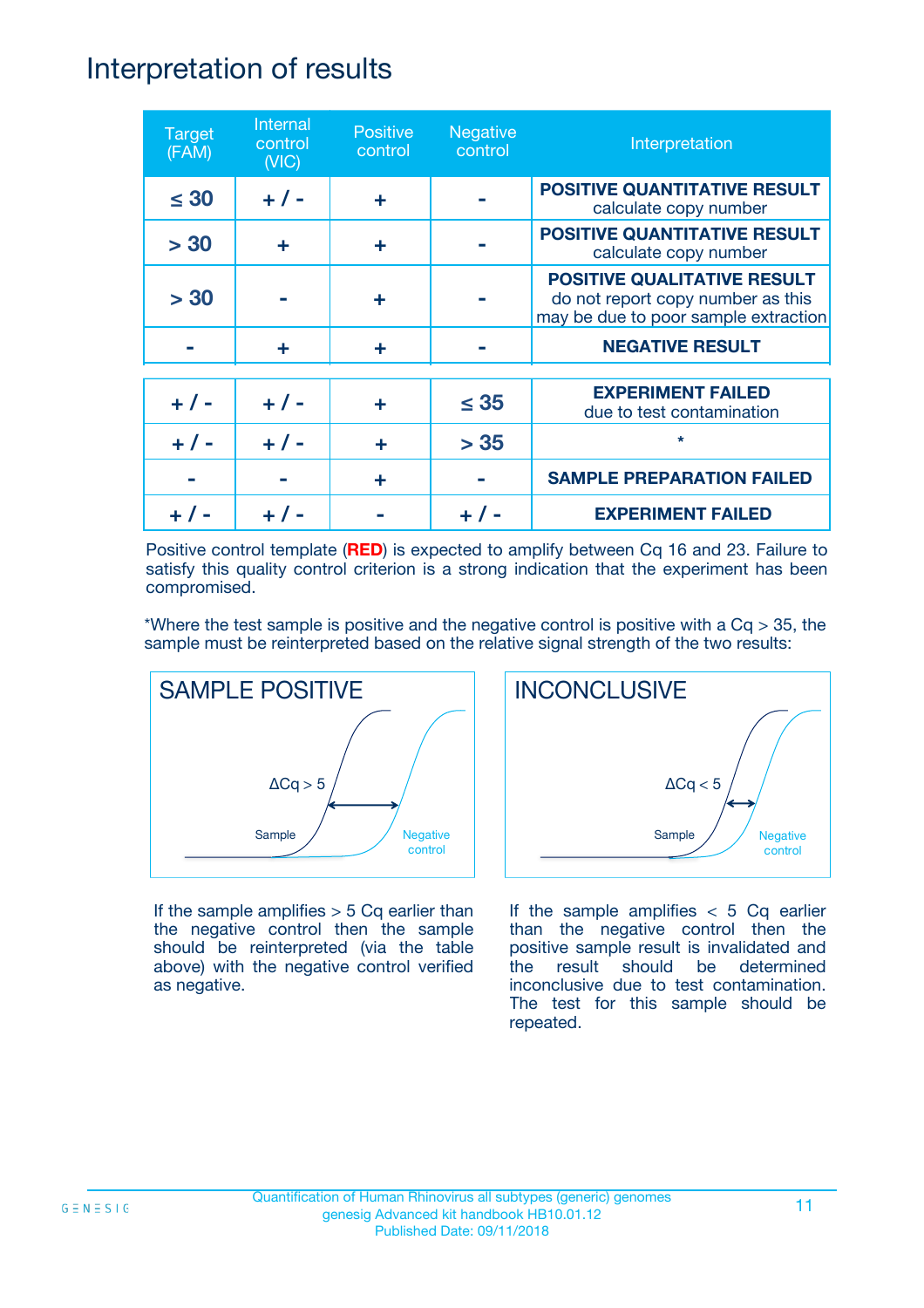# Interpretation of results

| Target (FAM) | Internal control (VIC) | Positive control | Negative control | Interpretation |
|---|---|---|---|---|
| ≤ 30 | + / - | + | - | **POSITIVE QUANTITATIVE RESULT** calculate copy number |
| > 30 | + | + | - | **POSITIVE QUANTITATIVE RESULT** calculate copy number |
| > 30 | - | + | - | **POSITIVE QUALITATIVE RESULT** do not report copy number as this may be due to poor sample extraction |
| - | + | + | - | **NEGATIVE RESULT** |
| + / - | + / - | + | ≤ 35 | **EXPERIMENT FAILED** due to test contamination |
| + / - | + / - | + | > 35 | * |
| - | - | + | - | **SAMPLE PREPARATION FAILED** |
| + / - | + / - | - | + / - | **EXPERIMENT FAILED** |

Positive control template (**RED**) is expected to amplify between Cq 16 and 23. Failure to satisfy this quality control criterion is a strong indication that the experiment has been compromised.

*Where the test sample is positive and the negative control is positive with a Cq > 35, the sample must be reinterpreted based on the relative signal strength of the two results:

**SAMPLE POSITIVE**

ΔCq > 5

Sample | Negative control

If the sample amplifies > 5 Cq earlier than the negative control then the sample should be reinterpreted (via the table above) with the negative control verified as negative.

**INCONCLUSIVE**

ΔCq < 5

Sample | Negative control

If the sample amplifies < 5 Cq earlier than the negative control then the positive sample result is invalidated and the result should be determined inconclusive due to test contamination. The test for this sample should be repeated.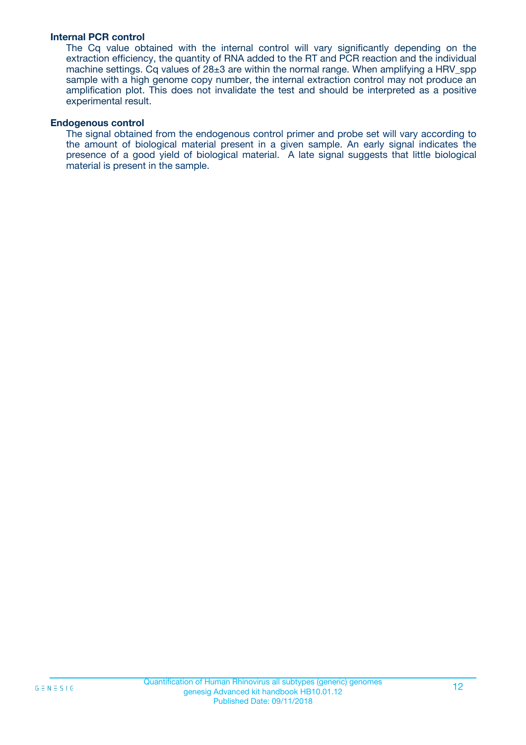### Internal PCR control

The Cq value obtained with the internal control will vary significantly depending on the extraction efficiency, the quantity of RNA added to the RT and PCR reaction and the individual machine settings. Cq values of 28±3 are within the normal range. When amplifying a HRV_spp sample with a high genome copy number, the internal extraction control may not produce an amplification plot. This does not invalidate the test and should be interpreted as a positive experimental result.

### Endogenous control

The signal obtained from the endogenous control primer and probe set will vary according to the amount of biological material present in a given sample. An early signal indicates the presence of a good yield of biological material. A late signal suggests that little biological material is present in the sample.